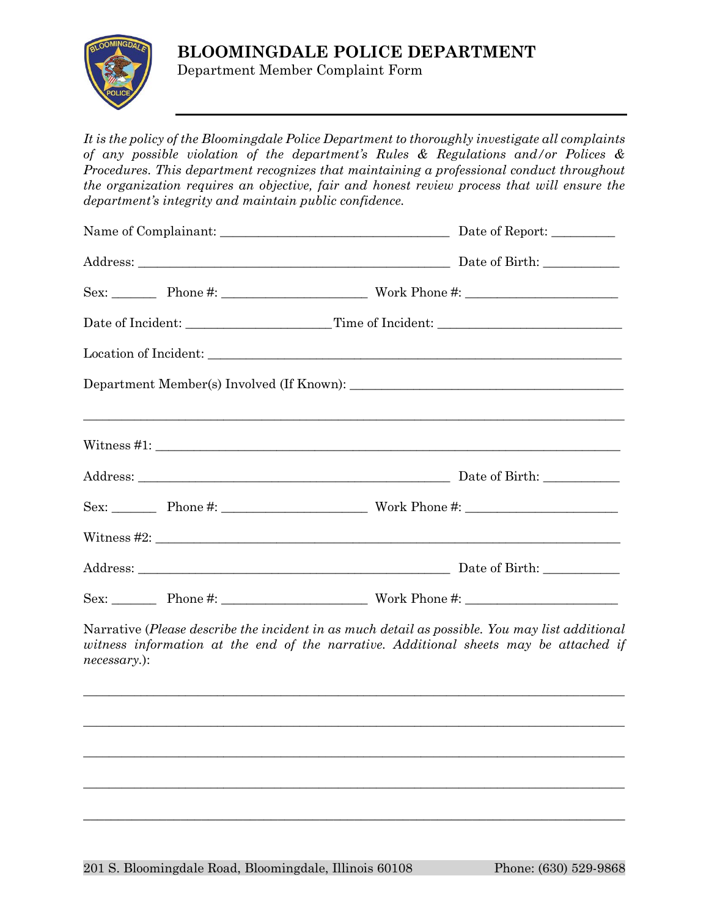# BLOOMINGDALE POLICE DEPARTMENT

Department Member Complaint Form

*It is the policy of the Bloomingdale Police Department to thoroughly investigate all complaints of any possible violation of the department's Rules & Regulations and/or Polices & Procedures. This department recognizes that maintaining a professional conduct throughout the organization requires an objective, fair and honest review process that will ensure the department's integrity and maintain public confidence.*

Name of Complainant: ___________________________________ Date of Report: _________

Address: _______________________________________________ Date of Birth: ___________

Sex: _______ Phone #: ______________________ Work Phone #: ______________________

Date of Incident: _____________________ Time of Incident: ___________________________

Location of Incident: ______________________________________________________________

Department Member(s) Involved (If Known): _________________________________________

_____________________________________________________________________________

Witness #1: ___________________________________________________________________

Address: _______________________________________________ Date of Birth: ___________

Sex: _______ Phone #: ______________________ Work Phone #: ______________________

Witness #2: ___________________________________________________________________

Address: _______________________________________________ Date of Birth: ___________

Sex: _______ Phone #: ______________________ Work Phone #: ______________________

Narrative (*Please describe the incident in as much detail as possible. You may list additional witness information at the end of the narrative. Additional sheets may be attached if necessary.*):

_____________________________________________________________________________

_____________________________________________________________________________

_____________________________________________________________________________

_____________________________________________________________________________

_____________________________________________________________________________

201 S. Bloomingdale Road, Bloomingdale, Illinois 60108 Phone: (630) 529-9868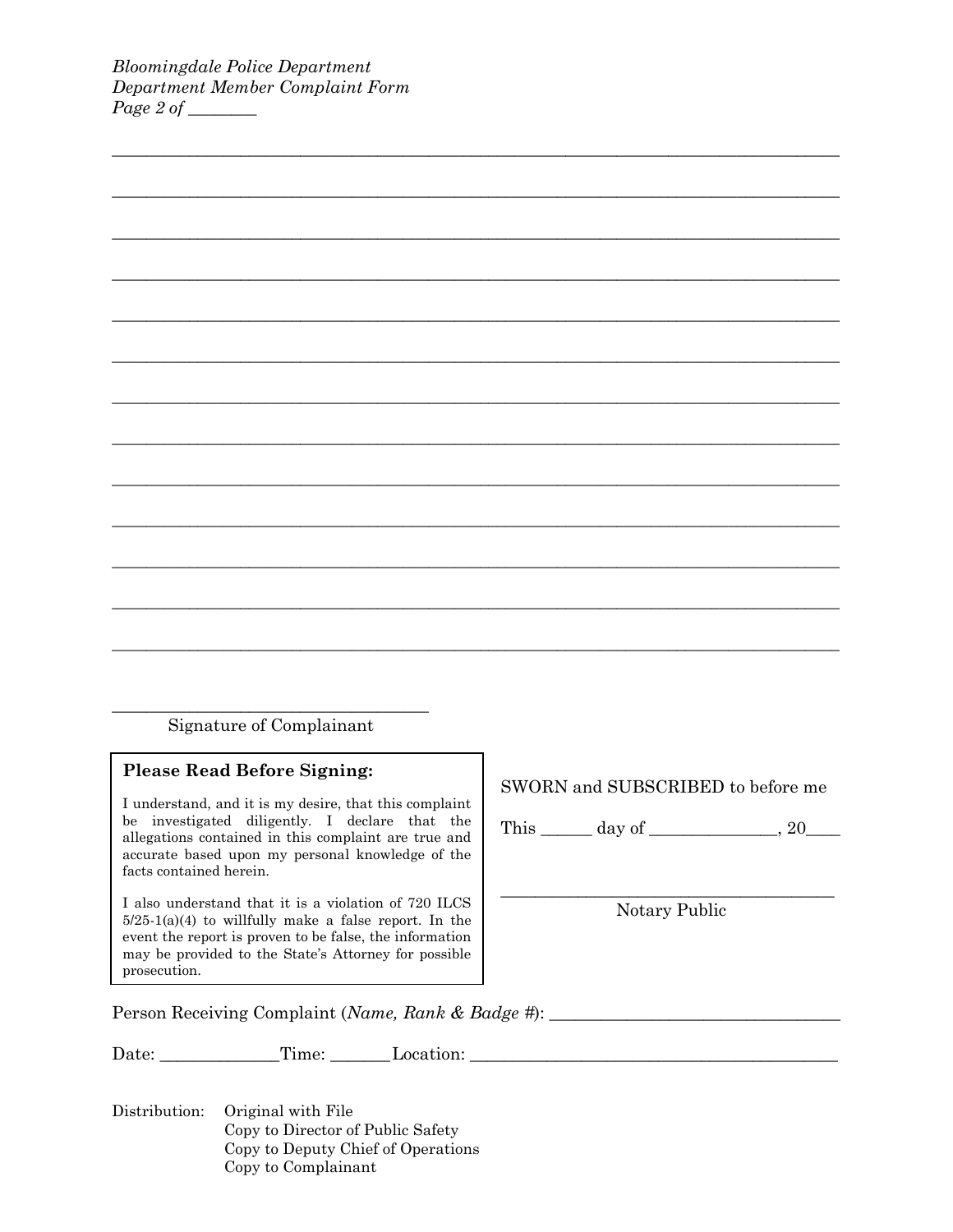Bloomingdale Police Department
Department Member Complaint Form
Page 2 of ________

_______________________________________________________________________________

_______________________________________________________________________________

_______________________________________________________________________________

_______________________________________________________________________________

_______________________________________________________________________________

_______________________________________________________________________________

_______________________________________________________________________________

_______________________________________________________________________________

_______________________________________________________________________________

_______________________________________________________________________________

_______________________________________________________________________________

_______________________________________________________________________________

_______________________________________________________________________________

___________________________________
Signature of Complainant

**Please Read Before Signing:**

I understand, and it is my desire, that this complaint be investigated diligently. I declare that the allegations contained in this complaint are true and accurate based upon my personal knowledge of the facts contained herein.

I also understand that it is a violation of 720 ILCS 5/25-1(a)(4) to willfully make a false report. In the event the report is proven to be false, the information may be provided to the State's Attorney for possible prosecution.

SWORN and SUBSCRIBED to before me

This ______ day of ______________, 20____

_____________________________________
Notary Public

Person Receiving Complaint (*Name, Rank & Badge #*): ________________________________

Date: _____________Time: _______Location: ________________________________________

Distribution: Original with File
Copy to Director of Public Safety
Copy to Deputy Chief of Operations
Copy to Complainant